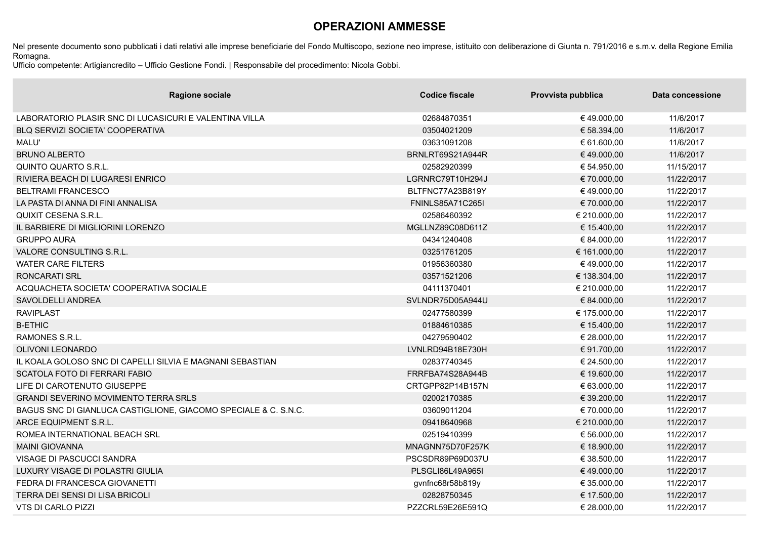# OPERAZIONI AMMESSE

Nel presente documento sono pubblicati i dati relativi alle imprese beneficiarie del Fondo Multiscopo, sezione neo imprese, istituito con deliberazione di Giunta n. 791/2016 e s.m.v. della Regione Emilia Romagna.
Ufficio competente: Artigiancredito – Ufficio Gestione Fondi. | Responsabile del procedimento: Nicola Gobbi.

| Ragione sociale | Codice fiscale | Provvista pubblica | Data concessione |
|---|---|---|---|
| LABORATORIO PLASIR SNC DI LUCASICURI E VALENTINA VILLA | 02684870351 | € 49.000,00 | 11/6/2017 |
| BLQ SERVIZI SOCIETA' COOPERATIVA | 03504021209 | € 58.394,00 | 11/6/2017 |
| MALU' | 03631091208 | € 61.600,00 | 11/6/2017 |
| BRUNO ALBERTO | BRNLRT69S21A944R | € 49.000,00 | 11/6/2017 |
| QUINTO QUARTO S.R.L. | 02582920399 | € 54.950,00 | 11/15/2017 |
| RIVIERA BEACH DI LUGARESI ENRICO | LGRNRC79T10H294J | € 70.000,00 | 11/22/2017 |
| BELTRAMI FRANCESCO | BLTFNC77A23B819Y | € 49.000,00 | 11/22/2017 |
| LA PASTA DI ANNA DI FINI ANNALISA | FNINLS85A71C265I | € 70.000,00 | 11/22/2017 |
| QUIXIT CESENA S.R.L. | 02586460392 | € 210.000,00 | 11/22/2017 |
| IL BARBIERE DI MIGLIORINI LORENZO | MGLLNZ89C08D611Z | € 15.400,00 | 11/22/2017 |
| GRUPPO AURA | 04341240408 | € 84.000,00 | 11/22/2017 |
| VALORE CONSULTING S.R.L. | 03251761205 | € 161.000,00 | 11/22/2017 |
| WATER CARE FILTERS | 01956360380 | € 49.000,00 | 11/22/2017 |
| RONCARATI SRL | 03571521206 | € 138.304,00 | 11/22/2017 |
| ACQUACHETA SOCIETA' COOPERATIVA SOCIALE | 04111370401 | € 210.000,00 | 11/22/2017 |
| SAVOLDELLI ANDREA | SVLNDR75D05A944U | € 84.000,00 | 11/22/2017 |
| RAVIPLAST | 02477580399 | € 175.000,00 | 11/22/2017 |
| B-ETHIC | 01884610385 | € 15.400,00 | 11/22/2017 |
| RAMONES S.R.L. | 04279590402 | € 28.000,00 | 11/22/2017 |
| OLIVONI LEONARDO | LVNLRD94B18E730H | € 91.700,00 | 11/22/2017 |
| IL KOALA GOLOSO SNC DI CAPELLI SILVIA E MAGNANI SEBASTIAN | 02837740345 | € 24.500,00 | 11/22/2017 |
| SCATOLA FOTO DI FERRARI FABIO | FRRFBA74S28A944B | € 19.600,00 | 11/22/2017 |
| LIFE DI CAROTENUTO GIUSEPPE | CRTGPP82P14B157N | € 63.000,00 | 11/22/2017 |
| GRANDI SEVERINO MOVIMENTO TERRA SRLS | 02002170385 | € 39.200,00 | 11/22/2017 |
| BAGUS SNC DI GIANLUCA CASTIGLIONE, GIACOMO SPECIALE & C. S.N.C. | 03609011204 | € 70.000,00 | 11/22/2017 |
| ARCE EQUIPMENT S.R.L. | 09418640968 | € 210.000,00 | 11/22/2017 |
| ROMEA INTERNATIONAL BEACH SRL | 02519410399 | € 56.000,00 | 11/22/2017 |
| MAINI GIOVANNA | MNAGNN75D70F257K | € 18.900,00 | 11/22/2017 |
| VISAGE DI PASCUCCI SANDRA | PSCSDR89P69D037U | € 38.500,00 | 11/22/2017 |
| LUXURY VISAGE DI POLASTRI GIULIA | PLSGLI86L49A965I | € 49.000,00 | 11/22/2017 |
| FEDRA DI FRANCESCA GIOVANETTI | gvnfnc68r58b819y | € 35.000,00 | 11/22/2017 |
| TERRA DEI SENSI DI LISA BRICOLI | 02828750345 | € 17.500,00 | 11/22/2017 |
| VTS DI CARLO PIZZI | PZZCRL59E26E591Q | € 28.000,00 | 11/22/2017 |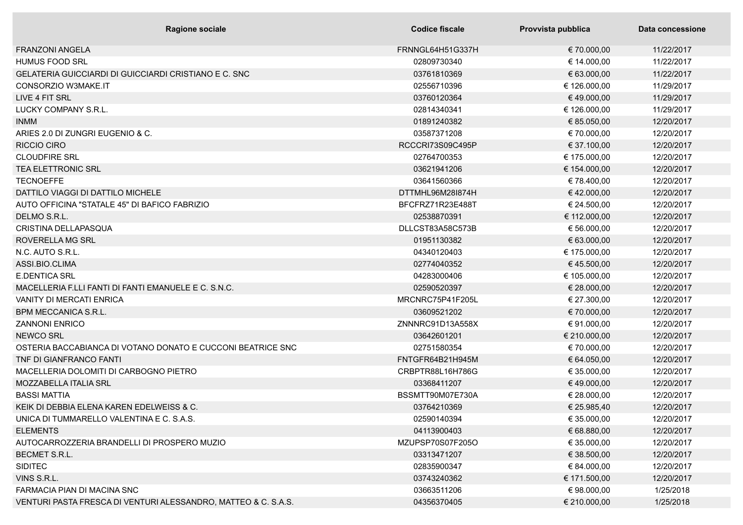| Ragione sociale | Codice fiscale | Provvista pubblica | Data concessione |
|---|---|---|---|
| FRANZONI ANGELA | FRNNGL64H51G337H | € 70.000,00 | 11/22/2017 |
| HUMUS FOOD SRL | 02809730340 | € 14.000,00 | 11/22/2017 |
| GELATERIA GUICCIARDI DI GUICCIARDI CRISTIANO E C. SNC | 03761810369 | € 63.000,00 | 11/22/2017 |
| CONSORZIO W3MAKE.IT | 02556710396 | € 126.000,00 | 11/29/2017 |
| LIVE 4 FIT SRL | 03760120364 | € 49.000,00 | 11/29/2017 |
| LUCKY COMPANY S.R.L. | 02814340341 | € 126.000,00 | 11/29/2017 |
| INMM | 01891240382 | € 85.050,00 | 12/20/2017 |
| ARIES 2.0 DI ZUNGRI EUGENIO & C. | 03587371208 | € 70.000,00 | 12/20/2017 |
| RICCIO CIRO | RCCCRI73S09C495P | € 37.100,00 | 12/20/2017 |
| CLOUDFIRE SRL | 02764700353 | € 175.000,00 | 12/20/2017 |
| TEA ELETTRONIC SRL | 03621941206 | € 154.000,00 | 12/20/2017 |
| TECNOEFFE | 03641560366 | € 78.400,00 | 12/20/2017 |
| DATTILO VIAGGI DI DATTILO MICHELE | DTTMHL96M28I874H | € 42.000,00 | 12/20/2017 |
| AUTO OFFICINA "STATALE 45" DI BAFICO FABRIZIO | BFCFRZ71R23E488T | € 24.500,00 | 12/20/2017 |
| DELMO S.R.L. | 02538870391 | € 112.000,00 | 12/20/2017 |
| CRISTINA DELLAPASQUA | DLLCST83A58C573B | € 56.000,00 | 12/20/2017 |
| ROVERELLA MG SRL | 01951130382 | € 63.000,00 | 12/20/2017 |
| N.C. AUTO S.R.L. | 04340120403 | € 175.000,00 | 12/20/2017 |
| ASSI.BIO.CLIMA | 02774040352 | € 45.500,00 | 12/20/2017 |
| E.DENTICA SRL | 04283000406 | € 105.000,00 | 12/20/2017 |
| MACELLERIA F.LLI FANTI DI FANTI EMANUELE E C. S.N.C. | 02590520397 | € 28.000,00 | 12/20/2017 |
| VANITY DI MERCATI ENRICA | MRCNRC75P41F205L | € 27.300,00 | 12/20/2017 |
| BPM MECCANICA S.R.L. | 03609521202 | € 70.000,00 | 12/20/2017 |
| ZANNONI ENRICO | ZNNNRC91D13A558X | € 91.000,00 | 12/20/2017 |
| NEWCO SRL | 03642601201 | € 210.000,00 | 12/20/2017 |
| OSTERIA BACCABIANCA DI VOTANO DONATO E CUCCONI BEATRICE SNC | 02751580354 | € 70.000,00 | 12/20/2017 |
| TNF DI GIANFRANCO FANTI | FNTGFR64B21H945M | € 64.050,00 | 12/20/2017 |
| MACELLERIA DOLOMITI DI CARBOGNO PIETRO | CRBPTR88L16H786G | € 35.000,00 | 12/20/2017 |
| MOZZABELLA ITALIA SRL | 03368411207 | € 49.000,00 | 12/20/2017 |
| BASSI MATTIA | BSSMTT90M07E730A | € 28.000,00 | 12/20/2017 |
| KEIK DI DEBBIA ELENA KAREN EDELWEISS & C. | 03764210369 | € 25.985,40 | 12/20/2017 |
| UNICA DI TUMMARELLO VALENTINA E C. S.A.S. | 02590140394 | € 35.000,00 | 12/20/2017 |
| ELEMENTS | 04113900403 | € 68.880,00 | 12/20/2017 |
| AUTOCARROZZERIA BRANDELLI DI PROSPERO MUZIO | MZUPSP70S07F205O | € 35.000,00 | 12/20/2017 |
| BECMET S.R.L. | 03313471207 | € 38.500,00 | 12/20/2017 |
| SIDITEC | 02835900347 | € 84.000,00 | 12/20/2017 |
| VINS S.R.L. | 03743240362 | € 171.500,00 | 12/20/2017 |
| FARMACIA PIAN DI MACINA SNC | 03663511206 | € 98.000,00 | 1/25/2018 |
| VENTURI PASTA FRESCA DI VENTURI ALESSANDRO, MATTEO & C. S.A.S. | 04356370405 | € 210.000,00 | 1/25/2018 |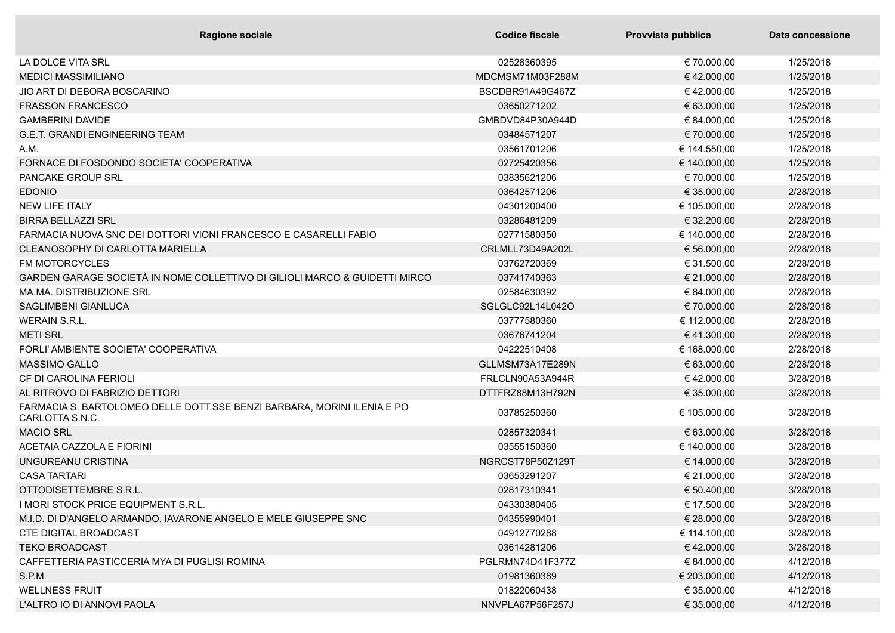| Ragione sociale | Codice fiscale | Provvista pubblica | Data concessione |
| --- | --- | --- | --- |
| LA DOLCE VITA SRL | 02528360395 | € 70.000,00 | 1/25/2018 |
| MEDICI MASSIMILIANO | MDCMSM71M03F288M | € 42.000,00 | 1/25/2018 |
| JIO ART DI DEBORA BOSCARINO | BSCDBR91A49G467Z | € 42.000,00 | 1/25/2018 |
| FRASSON FRANCESCO | 03650271202 | € 63.000,00 | 1/25/2018 |
| GAMBERINI DAVIDE | GMBDVD84P30A944D | € 84.000,00 | 1/25/2018 |
| G.E.T. GRANDI ENGINEERING TEAM | 03484571207 | € 70.000,00 | 1/25/2018 |
| A.M. | 03561701206 | € 144.550,00 | 1/25/2018 |
| FORNACE DI FOSDONDO SOCIETA' COOPERATIVA | 02725420356 | € 140.000,00 | 1/25/2018 |
| PANCAKE GROUP SRL | 03835621206 | € 70.000,00 | 1/25/2018 |
| EDONIO | 03642571206 | € 35.000,00 | 2/28/2018 |
| NEW LIFE ITALY | 04301200400 | € 105.000,00 | 2/28/2018 |
| BIRRA BELLAZZI SRL | 03286481209 | € 32.200,00 | 2/28/2018 |
| FARMACIA NUOVA SNC DEI DOTTORI VIONI FRANCESCO E CASARELLI FABIO | 02771580350 | € 140.000,00 | 2/28/2018 |
| CLEANOSOPHY DI CARLOTTA MARIELLA | CRLMLL73D49A202L | € 56.000,00 | 2/28/2018 |
| FM MOTORCYCLES | 03762720369 | € 31.500,00 | 2/28/2018 |
| GARDEN GARAGE SOCIETÀ IN NOME COLLETTIVO DI GILIOLI MARCO & GUIDETTI MIRCO | 03741740363 | € 21.000,00 | 2/28/2018 |
| MA.MA. DISTRIBUZIONE SRL | 02584630392 | € 84.000,00 | 2/28/2018 |
| SAGLIMBENI GIANLUCA | SGLGLC92L14L042O | € 70.000,00 | 2/28/2018 |
| WERAIN S.R.L. | 03777580360 | € 112.000,00 | 2/28/2018 |
| METI SRL | 03676741204 | € 41.300,00 | 2/28/2018 |
| FORLI' AMBIENTE SOCIETA' COOPERATIVA | 04222510408 | € 168.000,00 | 2/28/2018 |
| MASSIMO GALLO | GLLMSM73A17E289N | € 63.000,00 | 2/28/2018 |
| CF DI CAROLINA FERIOLI | FRLCLN90A53A944R | € 42.000,00 | 3/28/2018 |
| AL RITROVO DI FABRIZIO DETTORI | DTTFRZ88M13H792N | € 35.000,00 | 3/28/2018 |
| FARMACIA S. BARTOLOMEO DELLE DOTT.SSE BENZI BARBARA, MORINI ILENIA E PO CARLOTTA S.N.C. | 03785250360 | € 105.000,00 | 3/28/2018 |
| MACIO SRL | 02857320341 | € 63.000,00 | 3/28/2018 |
| ACETAIA CAZZOLA E FIORINI | 03555150360 | € 140.000,00 | 3/28/2018 |
| UNGUREANU CRISTINA | NGRCST78P50Z129T | € 14.000,00 | 3/28/2018 |
| CASA TARTARI | 03653291207 | € 21.000,00 | 3/28/2018 |
| OTTODISETTEMBRE S.R.L. | 02817310341 | € 50.400,00 | 3/28/2018 |
| I MORI STOCK PRICE EQUIPMENT S.R.L. | 04330380405 | € 17.500,00 | 3/28/2018 |
| M.I.D. DI D'ANGELO ARMANDO, IAVARONE ANGELO E MELE GIUSEPPE SNC | 04355990401 | € 28.000,00 | 3/28/2018 |
| CTE DIGITAL BROADCAST | 04912770288 | € 114.100,00 | 3/28/2018 |
| TEKO BROADCAST | 03614281206 | € 42.000,00 | 3/28/2018 |
| CAFFETTERIA PASTICCERIA MYA DI PUGLISI ROMINA | PGLRMN74D41F377Z | € 84.000,00 | 4/12/2018 |
| S.P.M. | 01981360389 | € 203.000,00 | 4/12/2018 |
| WELLNESS FRUIT | 01822060438 | € 35.000,00 | 4/12/2018 |
| L'ALTRO IO DI ANNOVI PAOLA | NNVPLA67P56F257J | € 35.000,00 | 4/12/2018 |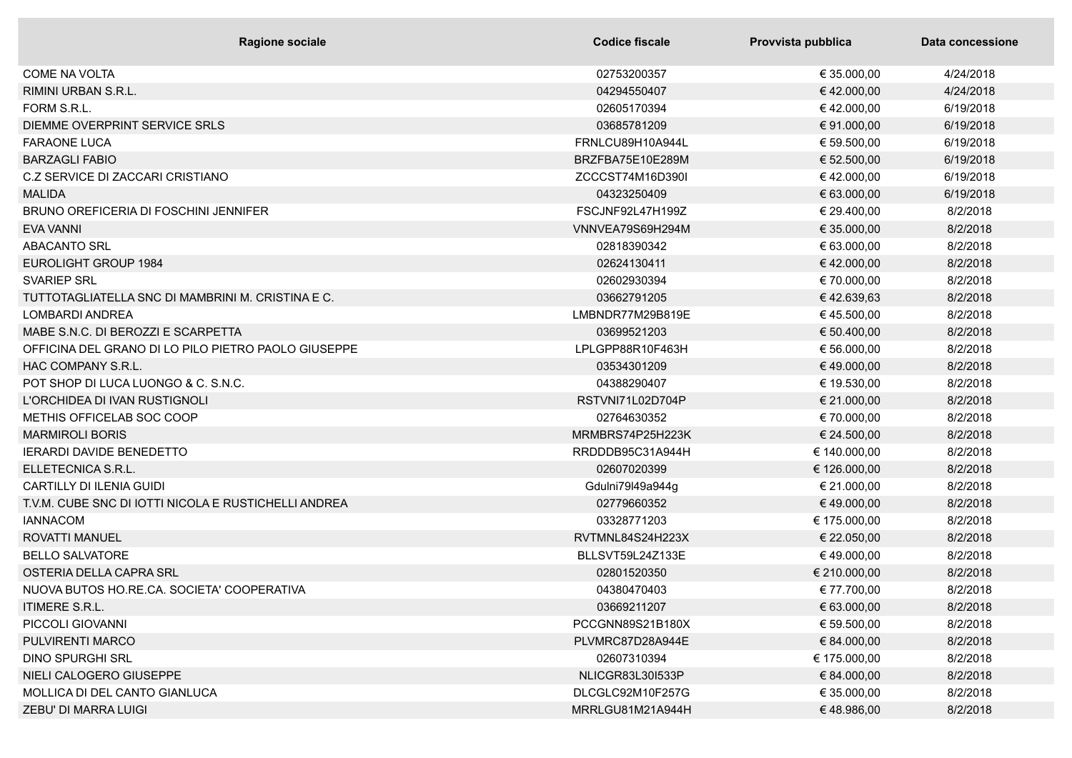| Ragione sociale | Codice fiscale | Provvista pubblica | Data concessione |
|---|---|---|---|
| COME NA VOLTA | 02753200357 | € 35.000,00 | 4/24/2018 |
| RIMINI URBAN S.R.L. | 04294550407 | € 42.000,00 | 4/24/2018 |
| FORM S.R.L. | 02605170394 | € 42.000,00 | 6/19/2018 |
| DIEMME OVERPRINT SERVICE SRLS | 03685781209 | € 91.000,00 | 6/19/2018 |
| FARAONE LUCA | FRNLCU89H10A944L | € 59.500,00 | 6/19/2018 |
| BARZAGLI FABIO | BRZFBA75E10E289M | € 52.500,00 | 6/19/2018 |
| C.Z SERVICE DI ZACCARI CRISTIANO | ZCCCST74M16D390I | € 42.000,00 | 6/19/2018 |
| MALIDA | 04323250409 | € 63.000,00 | 6/19/2018 |
| BRUNO OREFICERIA DI FOSCHINI JENNIFER | FSCJNF92L47H199Z | € 29.400,00 | 8/2/2018 |
| EVA VANNI | VNNVEA79S69H294M | € 35.000,00 | 8/2/2018 |
| ABACANTO SRL | 02818390342 | € 63.000,00 | 8/2/2018 |
| EUROLIGHT GROUP 1984 | 02624130411 | € 42.000,00 | 8/2/2018 |
| SVARIEP SRL | 02602930394 | € 70.000,00 | 8/2/2018 |
| TUTTOTAGLIATELLA SNC DI MAMBRINI M. CRISTINA E C. | 03662791205 | € 42.639,63 | 8/2/2018 |
| LOMBARDI ANDREA | LMBNDR77M29B819E | € 45.500,00 | 8/2/2018 |
| MABE S.N.C. DI BEROZZI E SCARPETTA | 03699521203 | € 50.400,00 | 8/2/2018 |
| OFFICINA DEL GRANO DI LO PILO PIETRO PAOLO GIUSEPPE | LPLGPP88R10F463H | € 56.000,00 | 8/2/2018 |
| HAC COMPANY S.R.L. | 03534301209 | € 49.000,00 | 8/2/2018 |
| POT SHOP DI LUCA LUONGO & C. S.N.C. | 04388290407 | € 19.530,00 | 8/2/2018 |
| L'ORCHIDEA DI IVAN RUSTIGNOLI | RSTVNI71L02D704P | € 21.000,00 | 8/2/2018 |
| METHIS OFFICELAB SOC COOP | 02764630352 | € 70.000,00 | 8/2/2018 |
| MARMIROLI BORIS | MRMBRS74P25H223K | € 24.500,00 | 8/2/2018 |
| IERARDI DAVIDE BENEDETTO | RRDDDB95C31A944H | € 140.000,00 | 8/2/2018 |
| ELLETECNICA S.R.L. | 02607020399 | € 126.000,00 | 8/2/2018 |
| CARTILLY DI ILENIA GUIDI | Gdulni79l49a944g | € 21.000,00 | 8/2/2018 |
| T.V.M. CUBE SNC DI IOTTI NICOLA E RUSTICHELLI ANDREA | 02779660352 | € 49.000,00 | 8/2/2018 |
| IANNACOM | 03328771203 | € 175.000,00 | 8/2/2018 |
| ROVATTI MANUEL | RVTMNL84S24H223X | € 22.050,00 | 8/2/2018 |
| BELLO SALVATORE | BLLSVT59L24Z133E | € 49.000,00 | 8/2/2018 |
| OSTERIA DELLA CAPRA SRL | 02801520350 | € 210.000,00 | 8/2/2018 |
| NUOVA BUTOS HO.RE.CA. SOCIETA' COOPERATIVA | 04380470403 | € 77.700,00 | 8/2/2018 |
| ITIMERE S.R.L. | 03669211207 | € 63.000,00 | 8/2/2018 |
| PICCOLI GIOVANNI | PCCGNN89S21B180X | € 59.500,00 | 8/2/2018 |
| PULVIRENTI MARCO | PLVMRC87D28A944E | € 84.000,00 | 8/2/2018 |
| DINO SPURGHI SRL | 02607310394 | € 175.000,00 | 8/2/2018 |
| NIELI CALOGERO GIUSEPPE | NLICGR83L30I533P | € 84.000,00 | 8/2/2018 |
| MOLLICA DI DEL CANTO GIANLUCA | DLCGLC92M10F257G | € 35.000,00 | 8/2/2018 |
| ZEBU' DI MARRA LUIGI | MRRLGU81M21A944H | € 48.986,00 | 8/2/2018 |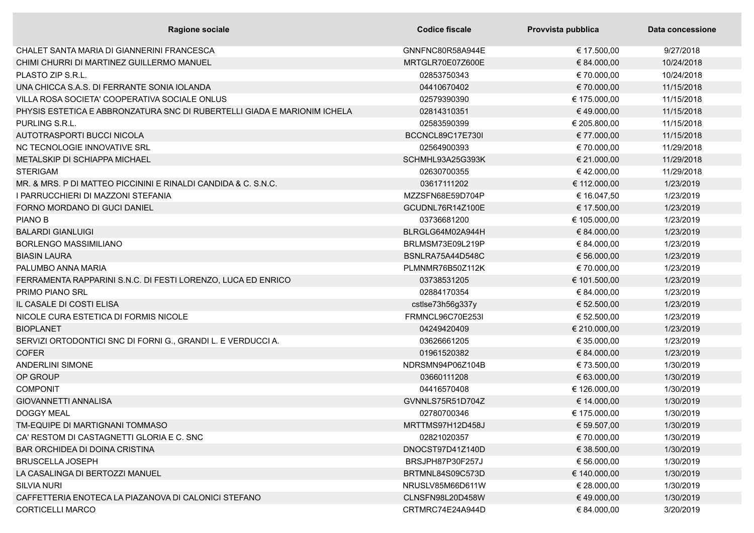| Ragione sociale | Codice fiscale | Provvista pubblica | Data concessione |
| --- | --- | --- | --- |
| CHALET SANTA MARIA DI GIANNERINI FRANCESCA | GNNFNC80R58A944E | € 17.500,00 | 9/27/2018 |
| CHIMI CHURRI DI MARTINEZ GUILLERMO MANUEL | MRTGLR70E07Z600E | € 84.000,00 | 10/24/2018 |
| PLASTO ZIP S.R.L. | 02853750343 | € 70.000,00 | 10/24/2018 |
| UNA CHICCA S.A.S. DI FERRANTE SONIA IOLANDA | 04410670402 | € 70.000,00 | 11/15/2018 |
| VILLA ROSA SOCIETA' COOPERATIVA SOCIALE ONLUS | 02579390390 | € 175.000,00 | 11/15/2018 |
| PHYSIS ESTETICA E ABBRONZATURA SNC DI RUBERTELLI GIADA E MARIONIM ICHELA | 02814310351 | € 49.000,00 | 11/15/2018 |
| PURLING S.R.L. | 02583590399 | € 205.800,00 | 11/15/2018 |
| AUTOTRASPORTI BUCCI NICOLA | BCCNCL89C17E730I | € 77.000,00 | 11/15/2018 |
| NC TECNOLOGIE INNOVATIVE SRL | 02564900393 | € 70.000,00 | 11/29/2018 |
| METALSKIP DI SCHIAPPA MICHAEL | SCHMHL93A25G393K | € 21.000,00 | 11/29/2018 |
| STERIGAM | 02630700355 | € 42.000,00 | 11/29/2018 |
| MR. & MRS. P DI MATTEO PICCININI E RINALDI CANDIDA & C. S.N.C. | 03617111202 | € 112.000,00 | 1/23/2019 |
| I PARRUCCHIERI DI MAZZONI STEFANIA | MZZSFN68E59D704P | € 16.047,50 | 1/23/2019 |
| FORNO MORDANO DI GUCI DANIEL | GCUDNL76R14Z100E | € 17.500,00 | 1/23/2019 |
| PIANO B | 03736681200 | € 105.000,00 | 1/23/2019 |
| BALARDI GIANLUIGI | BLRGLG64M02A944H | € 84.000,00 | 1/23/2019 |
| BORLENGO MASSIMILIANO | BRLMSM73E09L219P | € 84.000,00 | 1/23/2019 |
| BIASIN LAURA | BSNLRA75A44D548C | € 56.000,00 | 1/23/2019 |
| PALUMBO ANNA MARIA | PLMNMR76B50Z112K | € 70.000,00 | 1/23/2019 |
| FERRAMENTA RAPPARINI S.N.C. DI FESTI LORENZO, LUCA ED ENRICO | 03738531205 | € 101.500,00 | 1/23/2019 |
| PRIMO PIANO SRL | 02884170354 | € 84.000,00 | 1/23/2019 |
| IL CASALE DI COSTI ELISA | cstlse73h56g337y | € 52.500,00 | 1/23/2019 |
| NICOLE CURA ESTETICA DI FORMIS NICOLE | FRMNCL96C70E253I | € 52.500,00 | 1/23/2019 |
| BIOPLANET | 04249420409 | € 210.000,00 | 1/23/2019 |
| SERVIZI ORTODONTICI SNC DI FORNI G., GRANDI L. E VERDUCCI A. | 03626661205 | € 35.000,00 | 1/23/2019 |
| COFER | 01961520382 | € 84.000,00 | 1/23/2019 |
| ANDERLINI SIMONE | NDRSMN94P06Z104B | € 73.500,00 | 1/30/2019 |
| OP GROUP | 03660111208 | € 63.000,00 | 1/30/2019 |
| COMPONIT | 04416570408 | € 126.000,00 | 1/30/2019 |
| GIOVANNETTI ANNALISA | GVNNLS75R51D704Z | € 14.000,00 | 1/30/2019 |
| DOGGY MEAL | 02780700346 | € 175.000,00 | 1/30/2019 |
| TM-EQUIPE DI MARTIGNANI TOMMASO | MRTTMS97H12D458J | € 59.507,00 | 1/30/2019 |
| CA' RESTOM DI CASTAGNETTI GLORIA E C. SNC | 02821020357 | € 70.000,00 | 1/30/2019 |
| BAR ORCHIDEA DI DOINA CRISTINA | DNOCST97D41Z140D | € 38.500,00 | 1/30/2019 |
| BRUSCELLA JOSEPH | BRSJPH87P30F257J | € 56.000,00 | 1/30/2019 |
| LA CASALINGA DI BERTOZZI MANUEL | BRTMNL84S09C573D | € 140.000,00 | 1/30/2019 |
| SILVIA NURI | NRUSLV85M66D611W | € 28.000,00 | 1/30/2019 |
| CAFFETTERIA ENOTECA LA PIAZANOVA DI CALONICI STEFANO | CLNSFN98L20D458W | € 49.000,00 | 1/30/2019 |
| CORTICELLI MARCO | CRTMRC74E24A944D | € 84.000,00 | 3/20/2019 |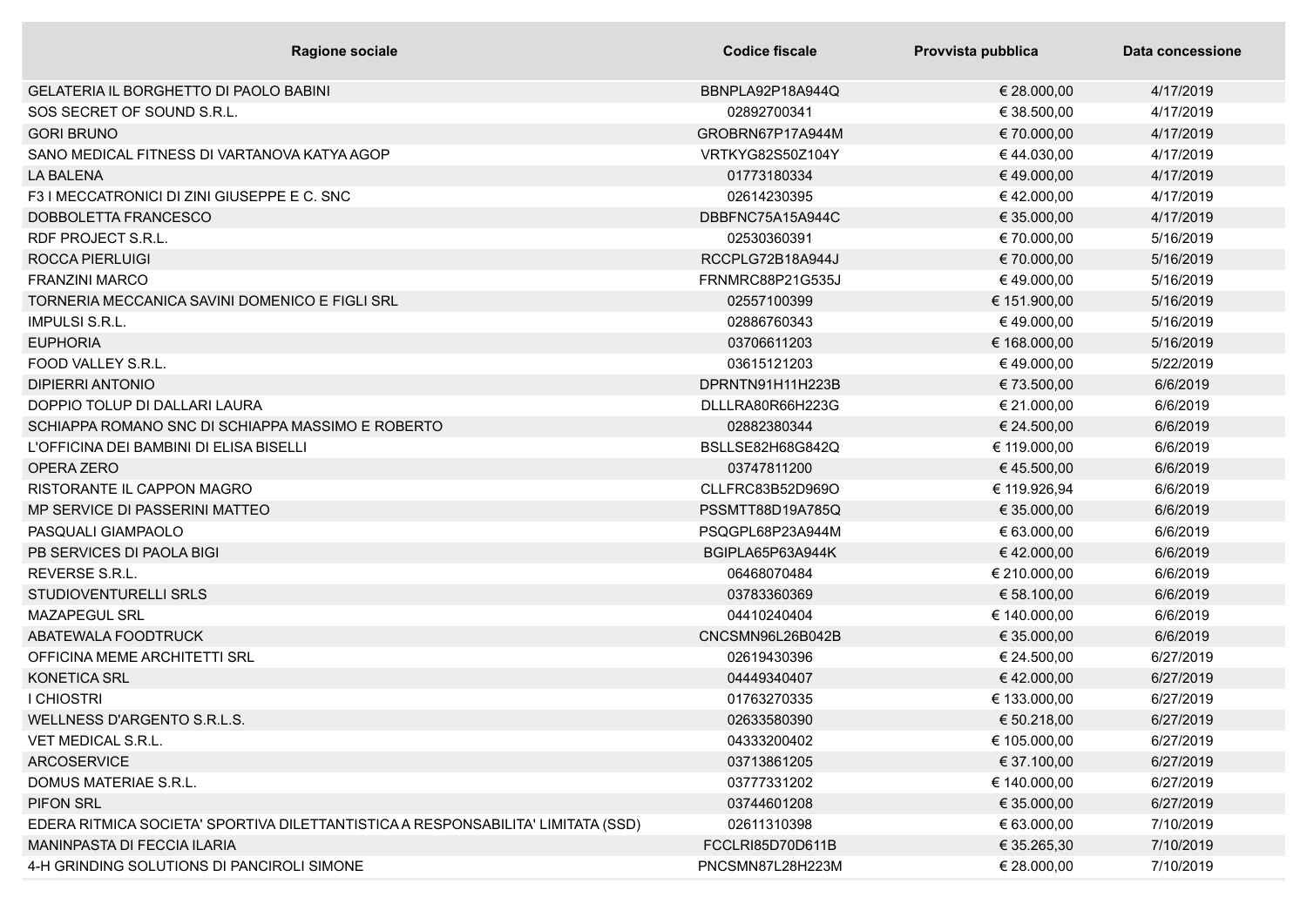| Ragione sociale | Codice fiscale | Provvista pubblica | Data concessione |
|---|---|---|---|
| GELATERIA IL BORGHETTO DI PAOLO BABINI | BBNPLA92P18A944Q | € 28.000,00 | 4/17/2019 |
| SOS SECRET OF SOUND S.R.L. | 02892700341 | € 38.500,00 | 4/17/2019 |
| GORI BRUNO | GROBRN67P17A944M | € 70.000,00 | 4/17/2019 |
| SANO MEDICAL FITNESS DI VARTANOVA KATYA AGOP | VRTKYG82S50Z104Y | € 44.030,00 | 4/17/2019 |
| LA BALENA | 01773180334 | € 49.000,00 | 4/17/2019 |
| F3 I MECCATRONICI DI ZINI GIUSEPPE E C. SNC | 02614230395 | € 42.000,00 | 4/17/2019 |
| DOBBOLETTA FRANCESCO | DBBFNC75A15A944C | € 35.000,00 | 4/17/2019 |
| RDF PROJECT S.R.L. | 02530360391 | € 70.000,00 | 5/16/2019 |
| ROCCA PIERLUIGI | RCCPLG72B18A944J | € 70.000,00 | 5/16/2019 |
| FRANZINI MARCO | FRNMRC88P21G535J | € 49.000,00 | 5/16/2019 |
| TORNERIA MECCANICA SAVINI DOMENICO E FIGLI SRL | 02557100399 | € 151.900,00 | 5/16/2019 |
| IMPULSI S.R.L. | 02886760343 | € 49.000,00 | 5/16/2019 |
| EUPHORIA | 03706611203 | € 168.000,00 | 5/16/2019 |
| FOOD VALLEY S.R.L. | 03615121203 | € 49.000,00 | 5/22/2019 |
| DIPIERRI ANTONIO | DPRNTN91H11H223B | € 73.500,00 | 6/6/2019 |
| DOPPIO TOLUP DI DALLARI LAURA | DLLLRA80R66H223G | € 21.000,00 | 6/6/2019 |
| SCHIAPPA ROMANO SNC DI SCHIAPPA MASSIMO E ROBERTO | 02882380344 | € 24.500,00 | 6/6/2019 |
| L'OFFICINA DEI BAMBINI DI ELISA BISELLI | BSLLSE82H68G842Q | € 119.000,00 | 6/6/2019 |
| OPERA ZERO | 03747811200 | € 45.500,00 | 6/6/2019 |
| RISTORANTE IL CAPPON MAGRO | CLLFRC83B52D969O | € 119.926,94 | 6/6/2019 |
| MP SERVICE DI PASSERINI MATTEO | PSSMTT88D19A785Q | € 35.000,00 | 6/6/2019 |
| PASQUALI GIAMPAOLO | PSQGPL68P23A944M | € 63.000,00 | 6/6/2019 |
| PB SERVICES DI PAOLA BIGI | BGIPLA65P63A944K | € 42.000,00 | 6/6/2019 |
| REVERSE S.R.L. | 06468070484 | € 210.000,00 | 6/6/2019 |
| STUDIOVENTURELLI SRLS | 03783360369 | € 58.100,00 | 6/6/2019 |
| MAZAPEGUL SRL | 04410240404 | € 140.000,00 | 6/6/2019 |
| ABATEWALA FOODTRUCK | CNCSMN96L26B042B | € 35.000,00 | 6/6/2019 |
| OFFICINA MEME ARCHITETTI SRL | 02619430396 | € 24.500,00 | 6/27/2019 |
| KONETICA SRL | 04449340407 | € 42.000,00 | 6/27/2019 |
| I CHIOSTRI | 01763270335 | € 133.000,00 | 6/27/2019 |
| WELLNESS D'ARGENTO S.R.L.S. | 02633580390 | € 50.218,00 | 6/27/2019 |
| VET MEDICAL S.R.L. | 04333200402 | € 105.000,00 | 6/27/2019 |
| ARCOSERVICE | 03713861205 | € 37.100,00 | 6/27/2019 |
| DOMUS MATERIAE S.R.L. | 03777331202 | € 140.000,00 | 6/27/2019 |
| PIFON SRL | 03744601208 | € 35.000,00 | 6/27/2019 |
| EDERA RITMICA SOCIETA' SPORTIVA DILETTANTISTICA A RESPONSABILITA' LIMITATA (SSD) | 02611310398 | € 63.000,00 | 7/10/2019 |
| MANINPASTA DI FECCIA ILARIA | FCCLRI85D70D611B | € 35.265,30 | 7/10/2019 |
| 4-H GRINDING SOLUTIONS DI PANCIROLI SIMONE | PNCSMN87L28H223M | € 28.000,00 | 7/10/2019 |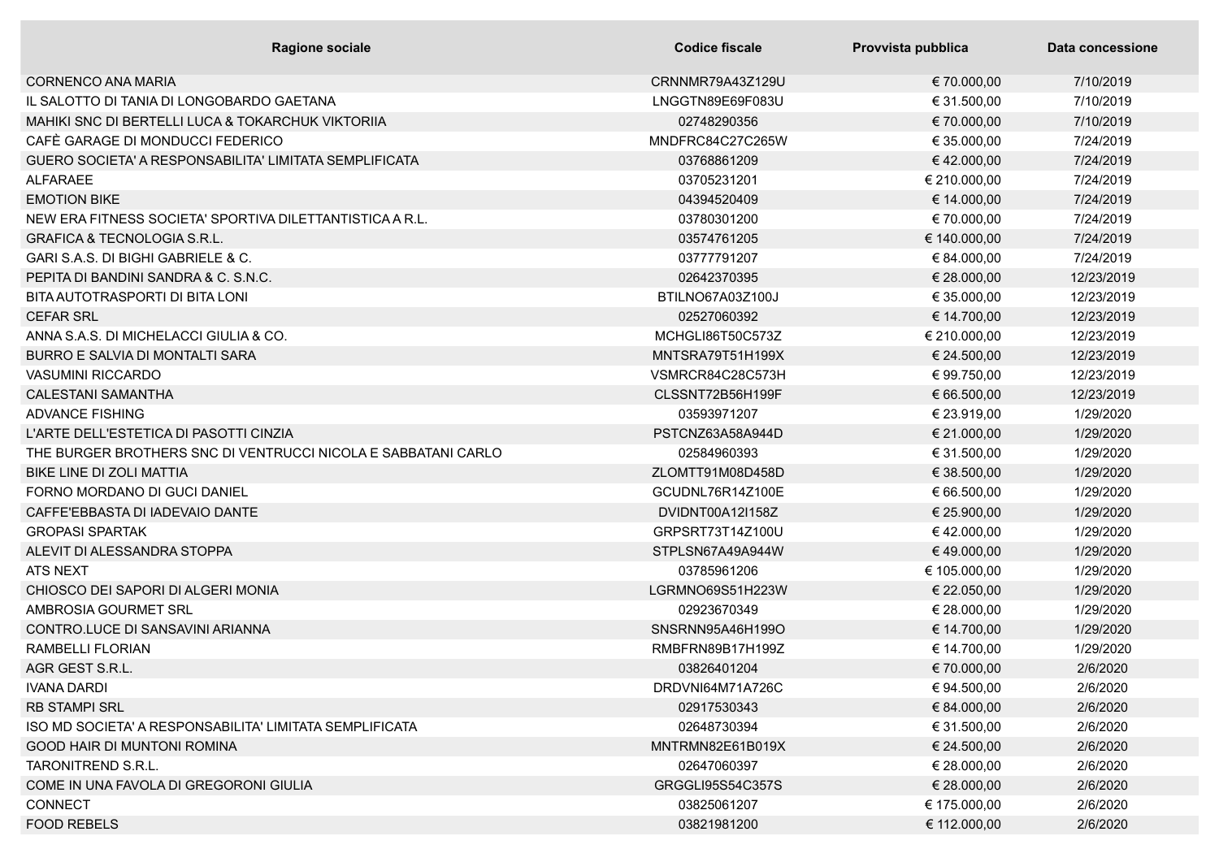| Ragione sociale | Codice fiscale | Provvista pubblica | Data concessione |
|---|---|---|---|
| CORNENCO ANA MARIA | CRNNMR79A43Z129U | € 70.000,00 | 7/10/2019 |
| IL SALOTTO DI TANIA DI LONGOBARDO GAETANA | LNGGTN89E69F083U | € 31.500,00 | 7/10/2019 |
| MAHIKI SNC DI BERTELLI LUCA & TOKARCHUK VIKTORIIA | 02748290356 | € 70.000,00 | 7/10/2019 |
| CAFÈ GARAGE DI MONDUCCI FEDERICO | MNDFRC84C27C265W | € 35.000,00 | 7/24/2019 |
| GUERO SOCIETA' A RESPONSABILITA' LIMITATA SEMPLIFICATA | 03768861209 | € 42.000,00 | 7/24/2019 |
| ALFARAEE | 03705231201 | € 210.000,00 | 7/24/2019 |
| EMOTION BIKE | 04394520409 | € 14.000,00 | 7/24/2019 |
| NEW ERA FITNESS SOCIETA' SPORTIVA DILETTANTISTICA A R.L. | 03780301200 | € 70.000,00 | 7/24/2019 |
| GRAFICA & TECNOLOGIA S.R.L. | 03574761205 | € 140.000,00 | 7/24/2019 |
| GARI S.A.S. DI BIGHI GABRIELE & C. | 03777791207 | € 84.000,00 | 7/24/2019 |
| PEPITA DI BANDINI SANDRA & C. S.N.C. | 02642370395 | € 28.000,00 | 12/23/2019 |
| BITA AUTOTRASPORTI DI BITA LONI | BTILNO67A03Z100J | € 35.000,00 | 12/23/2019 |
| CEFAR SRL | 02527060392 | € 14.700,00 | 12/23/2019 |
| ANNA S.A.S. DI MICHELACCI GIULIA & CO. | MCHGLI86T50C573Z | € 210.000,00 | 12/23/2019 |
| BURRO E SALVIA DI MONTALTI SARA | MNTSRA79T51H199X | € 24.500,00 | 12/23/2019 |
| VASUMINI RICCARDO | VSMRCR84C28C573H | € 99.750,00 | 12/23/2019 |
| CALESTANI SAMANTHA | CLSSNT72B56H199F | € 66.500,00 | 12/23/2019 |
| ADVANCE FISHING | 03593971207 | € 23.919,00 | 1/29/2020 |
| L'ARTE DELL'ESTETICA DI PASOTTI CINZIA | PSTCNZ63A58A944D | € 21.000,00 | 1/29/2020 |
| THE BURGER BROTHERS SNC DI VENTRUCCI NICOLA E SABBATANI CARLO | 02584960393 | € 31.500,00 | 1/29/2020 |
| BIKE LINE DI ZOLI MATTIA | ZLOMTT91M08D458D | € 38.500,00 | 1/29/2020 |
| FORNO MORDANO DI GUCI DANIEL | GCUDNL76R14Z100E | € 66.500,00 | 1/29/2020 |
| CAFFE'EBBASTA DI IADEVAIO DANTE | DVIDNT00A12I158Z | € 25.900,00 | 1/29/2020 |
| GROPASI SPARTAK | GRPSRT73T14Z100U | € 42.000,00 | 1/29/2020 |
| ALEVIT DI ALESSANDRA STOPPA | STPLSN67A49A944W | € 49.000,00 | 1/29/2020 |
| ATS NEXT | 03785961206 | € 105.000,00 | 1/29/2020 |
| CHIOSCO DEI SAPORI DI ALGERI MONIA | LGRMNO69S51H223W | € 22.050,00 | 1/29/2020 |
| AMBROSIA GOURMET SRL | 02923670349 | € 28.000,00 | 1/29/2020 |
| CONTRO.LUCE DI SANSAVINI ARIANNA | SNSRNN95A46H199O | € 14.700,00 | 1/29/2020 |
| RAMBELLI FLORIAN | RMBFRN89B17H199Z | € 14.700,00 | 1/29/2020 |
| AGR GEST S.R.L. | 03826401204 | € 70.000,00 | 2/6/2020 |
| IVANA DARDI | DRDVNI64M71A726C | € 94.500,00 | 2/6/2020 |
| RB STAMPI SRL | 02917530343 | € 84.000,00 | 2/6/2020 |
| ISO MD SOCIETA' A RESPONSABILITA' LIMITATA SEMPLIFICATA | 02648730394 | € 31.500,00 | 2/6/2020 |
| GOOD HAIR DI MUNTONI ROMINA | MNTRMN82E61B019X | € 24.500,00 | 2/6/2020 |
| TARONITREND S.R.L. | 02647060397 | € 28.000,00 | 2/6/2020 |
| COME IN UNA FAVOLA DI GREGORONI GIULIA | GRGGLI95S54C357S | € 28.000,00 | 2/6/2020 |
| CONNECT | 03825061207 | € 175.000,00 | 2/6/2020 |
| FOOD REBELS | 03821981200 | € 112.000,00 | 2/6/2020 |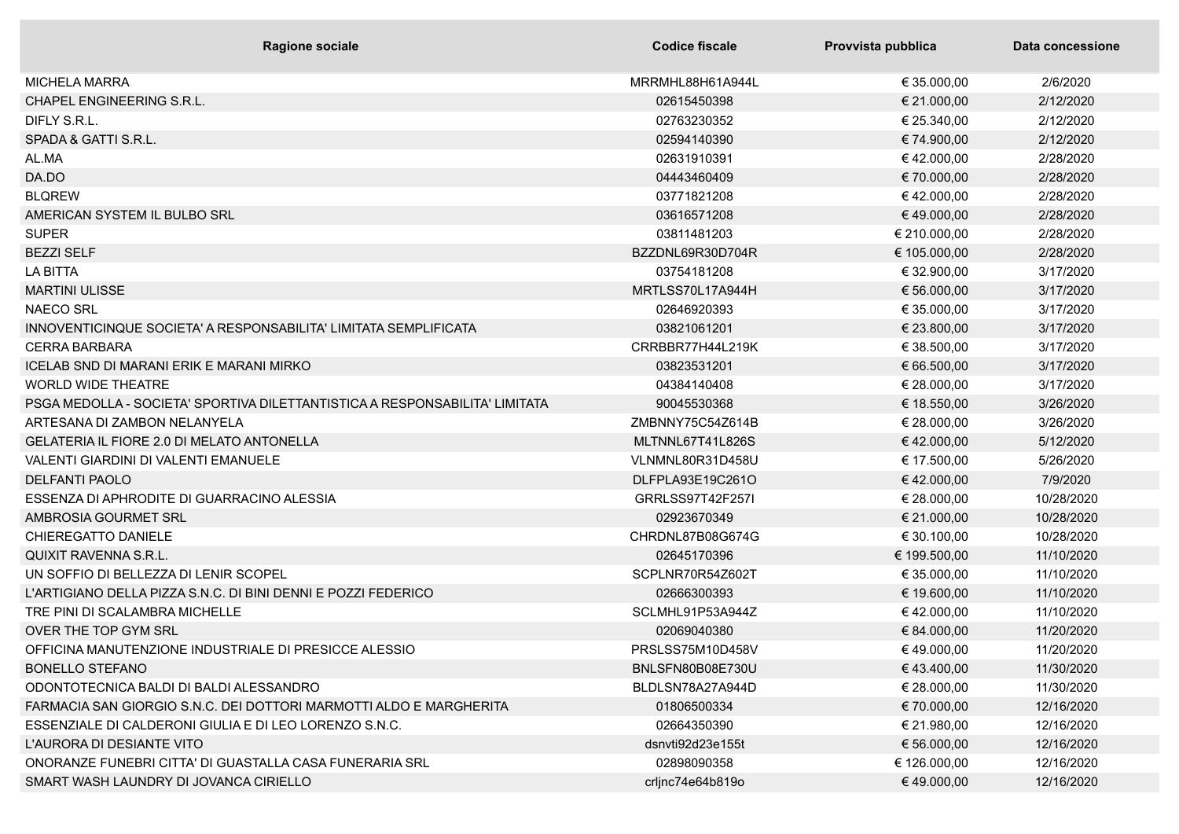| Ragione sociale | Codice fiscale | Provvista pubblica | Data concessione |
|---|---|---|---|
| MICHELA MARRA | MRRMHL88H61A944L | € 35.000,00 | 2/6/2020 |
| CHAPEL ENGINEERING S.R.L. | 02615450398 | € 21.000,00 | 2/12/2020 |
| DIFLY S.R.L. | 02763230352 | € 25.340,00 | 2/12/2020 |
| SPADA & GATTI S.R.L. | 02594140390 | € 74.900,00 | 2/12/2020 |
| AL.MA | 02631910391 | € 42.000,00 | 2/28/2020 |
| DA.DO | 04443460409 | € 70.000,00 | 2/28/2020 |
| BLQREW | 03771821208 | € 42.000,00 | 2/28/2020 |
| AMERICAN SYSTEM IL BULBO SRL | 03616571208 | € 49.000,00 | 2/28/2020 |
| SUPER | 03811481203 | € 210.000,00 | 2/28/2020 |
| BEZZI SELF | BZZDNL69R30D704R | € 105.000,00 | 2/28/2020 |
| LA BITTA | 03754181208 | € 32.900,00 | 3/17/2020 |
| MARTINI ULISSE | MRTLSS70L17A944H | € 56.000,00 | 3/17/2020 |
| NAECO SRL | 02646920393 | € 35.000,00 | 3/17/2020 |
| INNOVENTICINQUE SOCIETA' A RESPONSABILITA' LIMITATA SEMPLIFICATA | 03821061201 | € 23.800,00 | 3/17/2020 |
| CERRA BARBARA | CRRBBR77H44L219K | € 38.500,00 | 3/17/2020 |
| ICELAB SND DI MARANI ERIK E MARANI MIRKO | 03823531201 | € 66.500,00 | 3/17/2020 |
| WORLD WIDE THEATRE | 04384140408 | € 28.000,00 | 3/17/2020 |
| PSGA MEDOLLA - SOCIETA' SPORTIVA DILETTANTISTICA A RESPONSABILITA' LIMITATA | 90045530368 | € 18.550,00 | 3/26/2020 |
| ARTESANA DI ZAMBON NELANYELA | ZMBNNY75C54Z614B | € 28.000,00 | 3/26/2020 |
| GELATERIA IL FIORE 2.0 DI MELATO ANTONELLA | MLTNNL67T41L826S | € 42.000,00 | 5/12/2020 |
| VALENTI GIARDINI DI VALENTI EMANUELE | VLNMNL80R31D458U | € 17.500,00 | 5/26/2020 |
| DELFANTI PAOLO | DLFPLA93E19C261O | € 42.000,00 | 7/9/2020 |
| ESSENZA DI APHRODITE DI GUARRACINO ALESSIA | GRRLSS97T42F257I | € 28.000,00 | 10/28/2020 |
| AMBROSIA GOURMET SRL | 02923670349 | € 21.000,00 | 10/28/2020 |
| CHIEREGATTO DANIELE | CHRDNL87B08G674G | € 30.100,00 | 10/28/2020 |
| QUIXIT RAVENNA S.R.L. | 02645170396 | € 199.500,00 | 11/10/2020 |
| UN SOFFIO DI BELLEZZA DI LENIR SCOPEL | SCPLNR70R54Z602T | € 35.000,00 | 11/10/2020 |
| L'ARTIGIANO DELLA PIZZA S.N.C. DI BINI DENNI E POZZI FEDERICO | 02666300393 | € 19.600,00 | 11/10/2020 |
| TRE PINI DI SCALAMBRA MICHELLE | SCLMHL91P53A944Z | € 42.000,00 | 11/10/2020 |
| OVER THE TOP GYM SRL | 02069040380 | € 84.000,00 | 11/20/2020 |
| OFFICINA MANUTENZIONE INDUSTRIALE DI PRESICCE ALESSIO | PRSLSS75M10D458V | € 49.000,00 | 11/20/2020 |
| BONELLO STEFANO | BNLSFN80B08E730U | € 43.400,00 | 11/30/2020 |
| ODONTOTECNICA BALDI DI BALDI ALESSANDRO | BLDLSN78A27A944D | € 28.000,00 | 11/30/2020 |
| FARMACIA SAN GIORGIO S.N.C. DEI DOTTORI MARMOTTI ALDO E MARGHERITA | 01806500334 | € 70.000,00 | 12/16/2020 |
| ESSENZIALE DI CALDERONI GIULIA E DI LEO LORENZO S.N.C. | 02664350390 | € 21.980,00 | 12/16/2020 |
| L'AURORA DI DESIANTE VITO | dsnvti92d23e155t | € 56.000,00 | 12/16/2020 |
| ONORANZE FUNEBRI CITTA' DI GUASTALLA CASA FUNERARIA SRL | 02898090358 | € 126.000,00 | 12/16/2020 |
| SMART WASH LAUNDRY DI JOVANCA CIRIELLO | crljnc74e64b819o | € 49.000,00 | 12/16/2020 |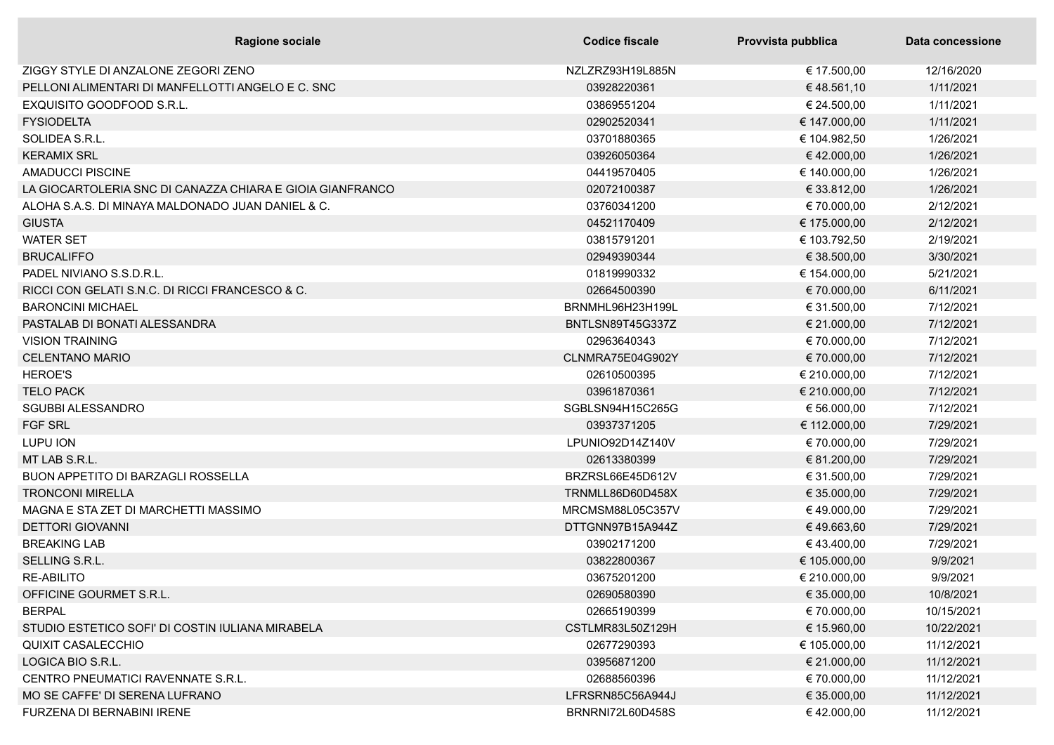| Ragione sociale | Codice fiscale | Provvista pubblica | Data concessione |
| --- | --- | --- | --- |
| ZIGGY STYLE DI ANZALONE ZEGORI ZENO | NZLZRZ93H19L885N | € 17.500,00 | 12/16/2020 |
| PELLONI ALIMENTARI DI MANFELLOTTI ANGELO E C. SNC | 03928220361 | € 48.561,10 | 1/11/2021 |
| EXQUISITO GOODFOOD S.R.L. | 03869551204 | € 24.500,00 | 1/11/2021 |
| FYSIODELTA | 02902520341 | € 147.000,00 | 1/11/2021 |
| SOLIDEA S.R.L. | 03701880365 | € 104.982,50 | 1/26/2021 |
| KERAMIX SRL | 03926050364 | € 42.000,00 | 1/26/2021 |
| AMADUCCI PISCINE | 04419570405 | € 140.000,00 | 1/26/2021 |
| LA GIOCARTOLERIA SNC DI CANAZZA CHIARA E GIOIA GIANFRANCO | 02072100387 | € 33.812,00 | 1/26/2021 |
| ALOHA S.A.S. DI MINAYA MALDONADO JUAN DANIEL & C. | 03760341200 | € 70.000,00 | 2/12/2021 |
| GIUSTA | 04521170409 | € 175.000,00 | 2/12/2021 |
| WATER SET | 03815791201 | € 103.792,50 | 2/19/2021 |
| BRUCALIFFO | 02949390344 | € 38.500,00 | 3/30/2021 |
| PADEL NIVIANO S.S.D.R.L. | 01819990332 | € 154.000,00 | 5/21/2021 |
| RICCI CON GELATI S.N.C. DI RICCI FRANCESCO & C. | 02664500390 | € 70.000,00 | 6/11/2021 |
| BARONCINI MICHAEL | BRNMHL96H23H199L | € 31.500,00 | 7/12/2021 |
| PASTALAB DI BONATI ALESSANDRA | BNTLSN89T45G337Z | € 21.000,00 | 7/12/2021 |
| VISION TRAINING | 02963640343 | € 70.000,00 | 7/12/2021 |
| CELENTANO MARIO | CLNMRA75E04G902Y | € 70.000,00 | 7/12/2021 |
| HEROE'S | 02610500395 | € 210.000,00 | 7/12/2021 |
| TELO PACK | 03961870361 | € 210.000,00 | 7/12/2021 |
| SGUBBI ALESSANDRO | SGBLSN94H15C265G | € 56.000,00 | 7/12/2021 |
| FGF SRL | 03937371205 | € 112.000,00 | 7/29/2021 |
| LUPU ION | LPUNIO92D14Z140V | € 70.000,00 | 7/29/2021 |
| MT LAB S.R.L. | 02613380399 | € 81.200,00 | 7/29/2021 |
| BUON APPETITO DI BARZAGLI ROSSELLA | BRZRSL66E45D612V | € 31.500,00 | 7/29/2021 |
| TRONCONI MIRELLA | TRNMLL86D60D458X | € 35.000,00 | 7/29/2021 |
| MAGNA E STA ZET DI MARCHETTI MASSIMO | MRCMSM88L05C357V | € 49.000,00 | 7/29/2021 |
| DETTORI GIOVANNI | DTTGNN97B15A944Z | € 49.663,60 | 7/29/2021 |
| BREAKING LAB | 03902171200 | € 43.400,00 | 7/29/2021 |
| SELLING S.R.L. | 03822800367 | € 105.000,00 | 9/9/2021 |
| RE-ABILITO | 03675201200 | € 210.000,00 | 9/9/2021 |
| OFFICINE GOURMET S.R.L. | 02690580390 | € 35.000,00 | 10/8/2021 |
| BERPAL | 02665190399 | € 70.000,00 | 10/15/2021 |
| STUDIO ESTETICO SOFI' DI COSTIN IULIANA MIRABELA | CSTLMR83L50Z129H | € 15.960,00 | 10/22/2021 |
| QUIXIT CASALECCHIO | 02677290393 | € 105.000,00 | 11/12/2021 |
| LOGICA BIO S.R.L. | 03956871200 | € 21.000,00 | 11/12/2021 |
| CENTRO PNEUMATICI RAVENNATE S.R.L. | 02688560396 | € 70.000,00 | 11/12/2021 |
| MO SE CAFFE' DI SERENA LUFRANO | LFRSRN85C56A944J | € 35.000,00 | 11/12/2021 |
| FURZENA DI BERNABINI IRENE | BRNRNI72L60D458S | € 42.000,00 | 11/12/2021 |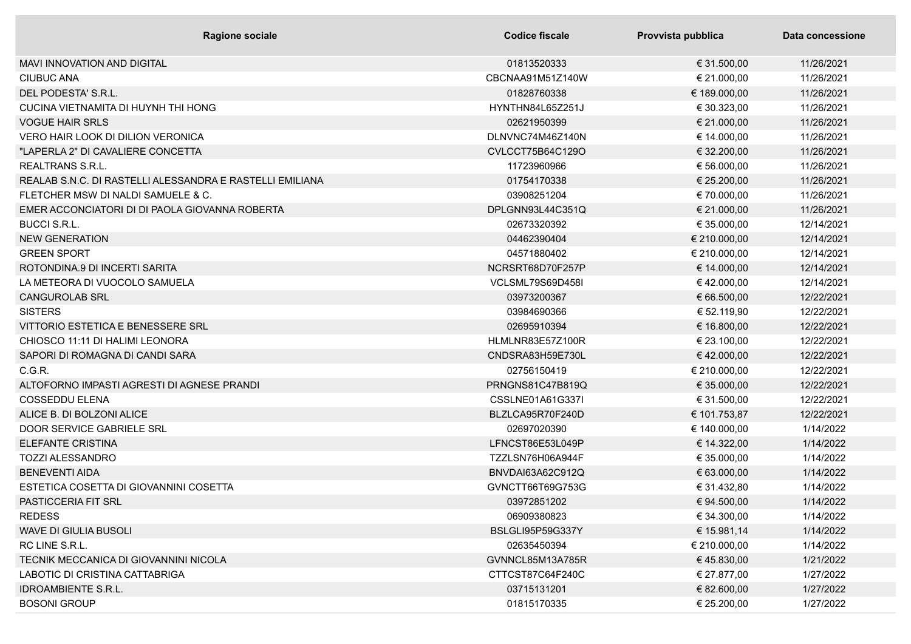| Ragione sociale | Codice fiscale | Provvista pubblica | Data concessione |
| --- | --- | --- | --- |
| MAVI INNOVATION AND DIGITAL | 01813520333 | € 31.500,00 | 11/26/2021 |
| CIUBUC ANA | CBCNAA91M51Z140W | € 21.000,00 | 11/26/2021 |
| DEL PODESTA' S.R.L. | 01828760338 | € 189.000,00 | 11/26/2021 |
| CUCINA VIETNAMITA DI HUYNH THI HONG | HYNTHN84L65Z251J | € 30.323,00 | 11/26/2021 |
| VOGUE HAIR SRLS | 02621950399 | € 21.000,00 | 11/26/2021 |
| VERO HAIR LOOK DI DILION VERONICA | DLNVNC74M46Z140N | € 14.000,00 | 11/26/2021 |
| "LAPERLA 2" DI CAVALIERE CONCETTA | CVLCCT75B64C129O | € 32.200,00 | 11/26/2021 |
| REALTRANS S.R.L. | 11723960966 | € 56.000,00 | 11/26/2021 |
| REALAB S.N.C. DI RASTELLI ALESSANDRA E RASTELLI EMILIANA | 01754170338 | € 25.200,00 | 11/26/2021 |
| FLETCHER MSW DI NALDI SAMUELE & C. | 03908251204 | € 70.000,00 | 11/26/2021 |
| EMER ACCONCIATORI DI DI PAOLA GIOVANNA ROBERTA | DPLGNN93L44C351Q | € 21.000,00 | 11/26/2021 |
| BUCCI S.R.L. | 02673320392 | € 35.000,00 | 12/14/2021 |
| NEW GENERATION | 04462390404 | € 210.000,00 | 12/14/2021 |
| GREEN SPORT | 04571880402 | € 210.000,00 | 12/14/2021 |
| ROTONDINA.9 DI INCERTI SARITA | NCRSRT68D70F257P | € 14.000,00 | 12/14/2021 |
| LA METEORA DI VUOCOLO SAMUELA | VCLSML79S69D458I | € 42.000,00 | 12/14/2021 |
| CANGUROLAB SRL | 03973200367 | € 66.500,00 | 12/22/2021 |
| SISTERS | 03984690366 | € 52.119,90 | 12/22/2021 |
| VITTORIO ESTETICA E BENESSERE SRL | 02695910394 | € 16.800,00 | 12/22/2021 |
| CHIOSCO 11:11 DI HALIMI LEONORA | HLMLNR83E57Z100R | € 23.100,00 | 12/22/2021 |
| SAPORI DI ROMAGNA DI CANDI SARA | CNDSRA83H59E730L | € 42.000,00 | 12/22/2021 |
| C.G.R. | 02756150419 | € 210.000,00 | 12/22/2021 |
| ALTOFORNO IMPASTI AGRESTI DI AGNESE PRANDI | PRNGNS81C47B819Q | € 35.000,00 | 12/22/2021 |
| COSSEDDU ELENA | CSSLNE01A61G337I | € 31.500,00 | 12/22/2021 |
| ALICE B. DI BOLZONI ALICE | BLZLCA95R70F240D | € 101.753,87 | 12/22/2021 |
| DOOR SERVICE GABRIELE SRL | 02697020390 | € 140.000,00 | 1/14/2022 |
| ELEFANTE CRISTINA | LFNCST86E53L049P | € 14.322,00 | 1/14/2022 |
| TOZZI ALESSANDRO | TZZLSN76H06A944F | € 35.000,00 | 1/14/2022 |
| BENEVENTI AIDA | BNVDAI63A62C912Q | € 63.000,00 | 1/14/2022 |
| ESTETICA COSETTA DI GIOVANNINI COSETTA | GVNCTT66T69G753G | € 31.432,80 | 1/14/2022 |
| PASTICCERIA FIT SRL | 03972851202 | € 94.500,00 | 1/14/2022 |
| REDESS | 06909380823 | € 34.300,00 | 1/14/2022 |
| WAVE DI GIULIA BUSOLI | BSLGLI95P59G337Y | € 15.981,14 | 1/14/2022 |
| RC LINE S.R.L. | 02635450394 | € 210.000,00 | 1/14/2022 |
| TECNIK MECCANICA DI GIOVANNINI NICOLA | GVNNCL85M13A785R | € 45.830,00 | 1/21/2022 |
| LABOTIC DI CRISTINA CATTABRIGA | CTTCST87C64F240C | € 27.877,00 | 1/27/2022 |
| IDROAMBIENTE S.R.L. | 03715131201 | € 82.600,00 | 1/27/2022 |
| BOSONI GROUP | 01815170335 | € 25.200,00 | 1/27/2022 |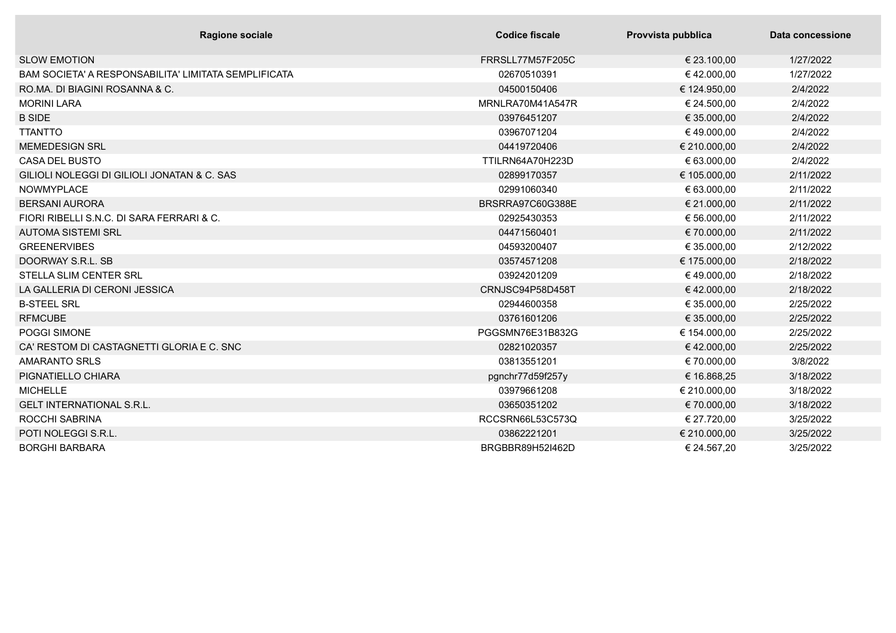| Ragione sociale | Codice fiscale | Provvista pubblica | Data concessione |
|---|---|---|---|
| SLOW EMOTION | FRRSLL77M57F205C | € 23.100,00 | 1/27/2022 |
| BAM SOCIETA' A RESPONSABILITA' LIMITATA SEMPLIFICATA | 02670510391 | € 42.000,00 | 1/27/2022 |
| RO.MA. DI BIAGINI ROSANNA & C. | 04500150406 | € 124.950,00 | 2/4/2022 |
| MORINI LARA | MRNLRA70M41A547R | € 24.500,00 | 2/4/2022 |
| B SIDE | 03976451207 | € 35.000,00 | 2/4/2022 |
| TTANTTO | 03967071204 | € 49.000,00 | 2/4/2022 |
| MEMEDESIGN SRL | 04419720406 | € 210.000,00 | 2/4/2022 |
| CASA DEL BUSTO | TTILRN64A70H223D | € 63.000,00 | 2/4/2022 |
| GILIOLI NOLEGGI DI GILIOLI JONATAN & C. SAS | 02899170357 | € 105.000,00 | 2/11/2022 |
| NOWMYPLACE | 02991060340 | € 63.000,00 | 2/11/2022 |
| BERSANI AURORA | BRSRRA97C60G388E | € 21.000,00 | 2/11/2022 |
| FIORI RIBELLI S.N.C. DI SARA FERRARI & C. | 02925430353 | € 56.000,00 | 2/11/2022 |
| AUTOMA SISTEMI SRL | 04471560401 | € 70.000,00 | 2/11/2022 |
| GREENERVIBES | 04593200407 | € 35.000,00 | 2/12/2022 |
| DOORWAY S.R.L. SB | 03574571208 | € 175.000,00 | 2/18/2022 |
| STELLA SLIM CENTER SRL | 03924201209 | € 49.000,00 | 2/18/2022 |
| LA GALLERIA DI CERONI JESSICA | CRNJSC94P58D458T | € 42.000,00 | 2/18/2022 |
| B-STEEL SRL | 02944600358 | € 35.000,00 | 2/25/2022 |
| RFMCUBE | 03761601206 | € 35.000,00 | 2/25/2022 |
| POGGI SIMONE | PGGSMN76E31B832G | € 154.000,00 | 2/25/2022 |
| CA' RESTOM DI CASTAGNETTI GLORIA E C. SNC | 02821020357 | € 42.000,00 | 2/25/2022 |
| AMARANTO SRLS | 03813551201 | € 70.000,00 | 3/8/2022 |
| PIGNATIELLO CHIARA | pgnchr77d59f257y | € 16.868,25 | 3/18/2022 |
| MICHELLE | 03979661208 | € 210.000,00 | 3/18/2022 |
| GELT INTERNATIONAL S.R.L. | 03650351202 | € 70.000,00 | 3/18/2022 |
| ROCCHI SABRINA | RCCSRN66L53C573Q | € 27.720,00 | 3/25/2022 |
| POTI NOLEGGI S.R.L. | 03862221201 | € 210.000,00 | 3/25/2022 |
| BORGHI BARBARA | BRGBBR89H52I462D | € 24.567,20 | 3/25/2022 |